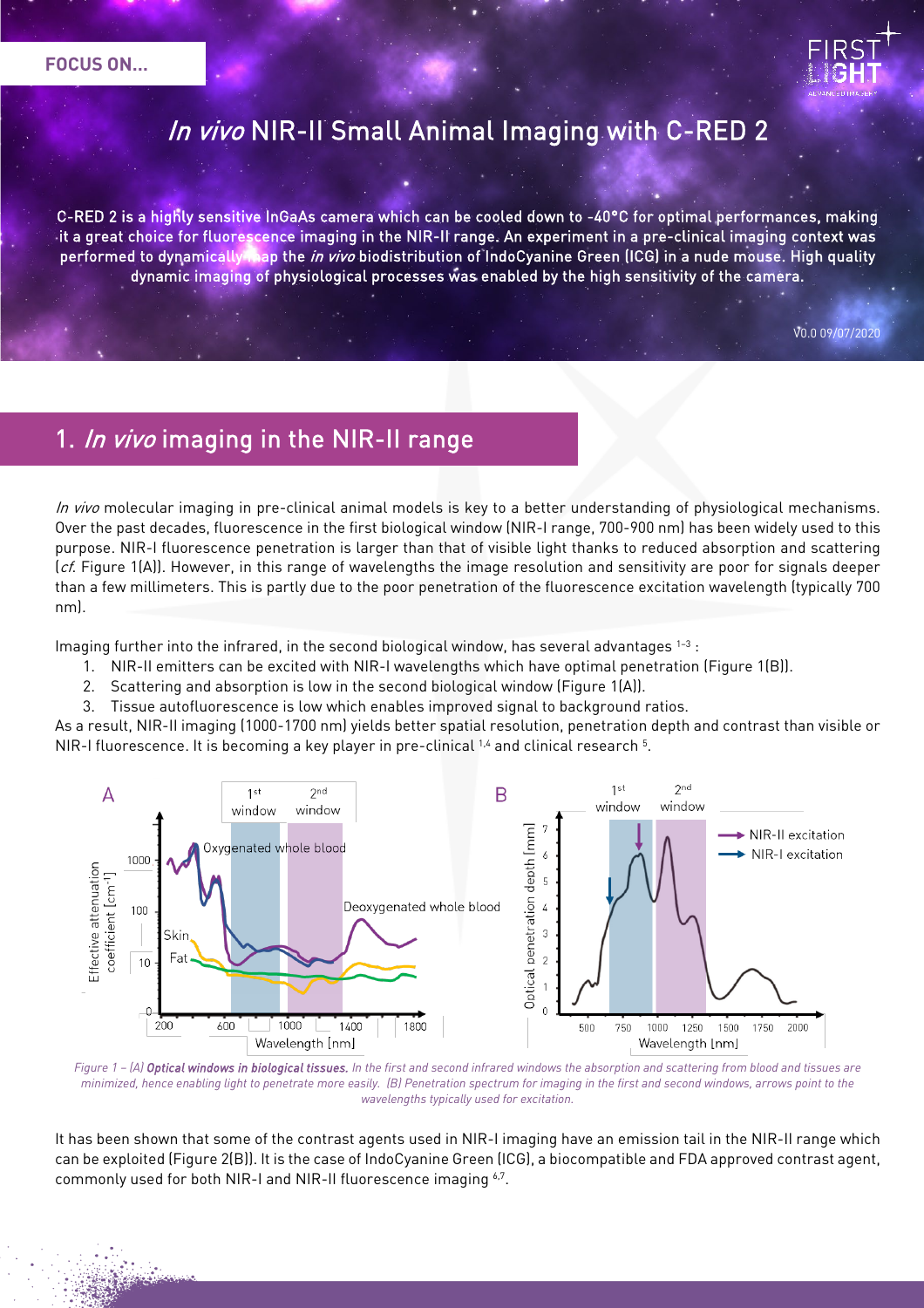FOCUS ON...

# *In vivo* NIR-II Small Animal Imaging with C-RED 2

**C-RED 2 is a highly sensitive InGaAs camera which can be cooled down to -40°C for optimal performances, making it a great choice for fluorescence imaging in the NIR-II range. An experiment in a pre-clinical imaging context was performed to dynamically map the *in vivo* biodistribution of IndoCyanine Green (ICG) in a nude mouse. High quality dynamic imaging of physiological processes was enabled by the high sensitivity of the camera.**

V0.0 09/07/2020

## 1. *In vivo* imaging in the NIR-II range

*In vivo* molecular imaging in pre-clinical animal models is key to a better understanding of physiological mechanisms. Over the past decades, fluorescence in the first biological window (NIR-I range, 700-900 nm) has been widely used to this purpose. NIR-I fluorescence penetration is larger than that of visible light thanks to reduced absorption and scattering (*cf.* Figure 1(A)). However, in this range of wavelengths the image resolution and sensitivity are poor for signals deeper than a few millimeters. This is partly due to the poor penetration of the fluorescence excitation wavelength (typically 700 nm).

Imaging further into the infrared, in the second biological window, has several advantages [1-3] :

1. NIR-II emitters can be excited with NIR-I wavelengths which have optimal penetration (Figure 1(B)).
2. Scattering and absorption is low in the second biological window (Figure 1(A)).
3. Tissue autofluorescence is low which enables improved signal to background ratios.

As a result, NIR-II imaging (1000-1700 nm) yields better spatial resolution, penetration depth and contrast than visible or NIR-I fluorescence. It is becoming a key player in pre-clinical [1,4] and clinical research [5].

*Figure 1 – (A) **Optical windows in biological tissues.** In the first and second infrared windows the absorption and scattering from blood and tissues are minimized, hence enabling light to penetrate more easily. (B) Penetration spectrum for imaging in the first and second windows, arrows point to the wavelengths typically used for excitation.*

It has been shown that some of the contrast agents used in NIR-I imaging have an emission tail in the NIR-II range which can be exploited (Figure 2(B)). It is the case of IndoCyanine Green (ICG), a biocompatible and FDA approved contrast agent, commonly used for both NIR-I and NIR-II fluorescence imaging [6,7].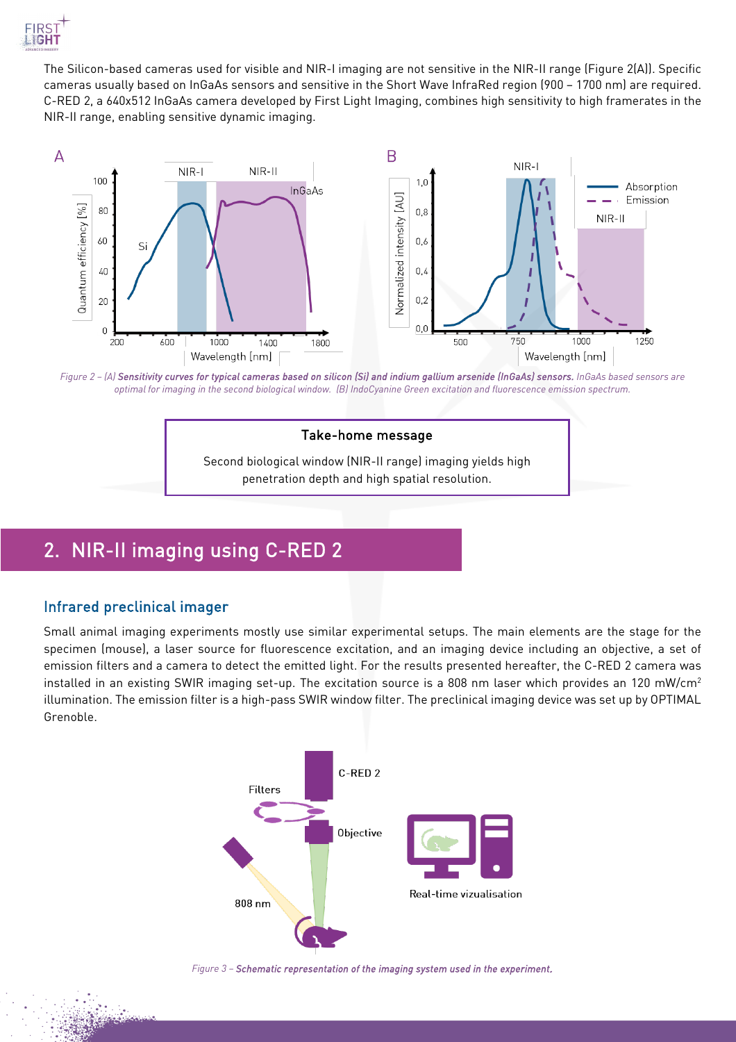The Silicon-based cameras used for visible and NIR-I imaging are not sensitive in the NIR-II range (Figure 2(A)). Specific cameras usually based on InGaAs sensors and sensitive in the Short Wave InfraRed region (900 – 1700 nm) are required. C-RED 2, a 640x512 InGaAs camera developed by First Light Imaging, combines high sensitivity to high framerates in the NIR-II range, enabling sensitive dynamic imaging.

*Figure 2 – (A)* ***Sensitivity curves for typical cameras based on silicon (Si) and indium gallium arsenide (InGaAs) sensors.*** *InGaAs based sensors are optimal for imaging in the second biological window. (B) IndoCyanine Green excitation and fluorescence emission spectrum.*

> **Take-home message**
>
> Second biological window (NIR-II range) imaging yields high penetration depth and high spatial resolution.

## 2. NIR-II imaging using C-RED 2

### Infrared preclinical imager

Small animal imaging experiments mostly use similar experimental setups. The main elements are the stage for the specimen (mouse), a laser source for fluorescence excitation, and an imaging device including an objective, a set of emission filters and a camera to detect the emitted light. For the results presented hereafter, the C-RED 2 camera was installed in an existing SWIR imaging set-up. The excitation source is a 808 nm laser which provides an 120 mW/cm$^2$ illumination. The emission filter is a high-pass SWIR window filter. The preclinical imaging device was set up by OPTIMAL Grenoble.

*Figure 3 –* ***Schematic representation of the imaging system used in the experiment.***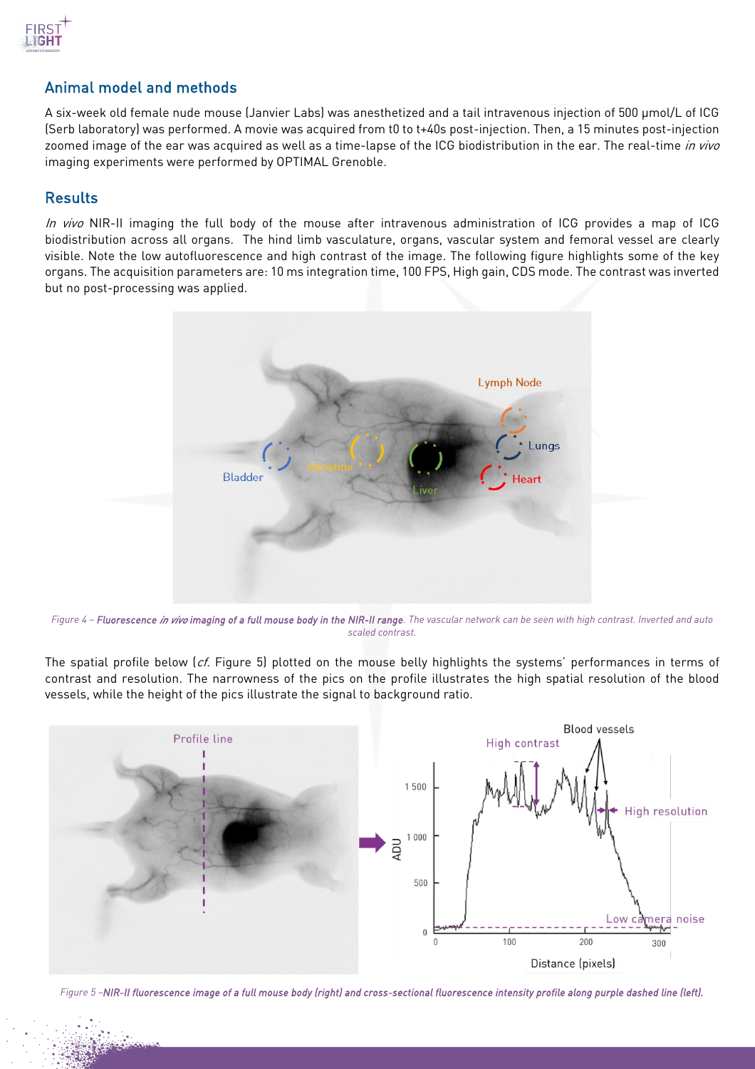## Animal model and methods

A six-week old female nude mouse (Janvier Labs) was anesthetized and a tail intravenous injection of 500 µmol/L of ICG (Serb laboratory) was performed. A movie was acquired from t0 to t+40s post-injection. Then, a 15 minutes post-injection zoomed image of the ear was acquired as well as a time-lapse of the ICG biodistribution in the ear. The real-time *in vivo* imaging experiments were performed by OPTIMAL Grenoble.

## Results

*In vivo* NIR-II imaging the full body of the mouse after intravenous administration of ICG provides a map of ICG biodistribution across all organs. The hind limb vasculature, organs, vascular system and femoral vessel are clearly visible. Note the low autofluorescence and high contrast of the image. The following figure highlights some of the key organs. The acquisition parameters are: 10 ms integration time, 100 FPS, High gain, CDS mode. The contrast was inverted but no post-processing was applied.

*Figure 4 – **Fluorescence in vivo imaging of a full mouse body in the NIR-II range**. The vascular network can be seen with high contrast. Inverted and auto scaled contrast.*

The spatial profile below (*cf.* Figure 5) plotted on the mouse belly highlights the systems' performances in terms of contrast and resolution. The narrowness of the pics on the profile illustrates the high spatial resolution of the blood vessels, while the height of the pics illustrate the signal to background ratio.

*Figure 5 –**NIR-II fluorescence image of a full mouse body (right) and cross-sectional fluorescence intensity profile along purple dashed line (left).***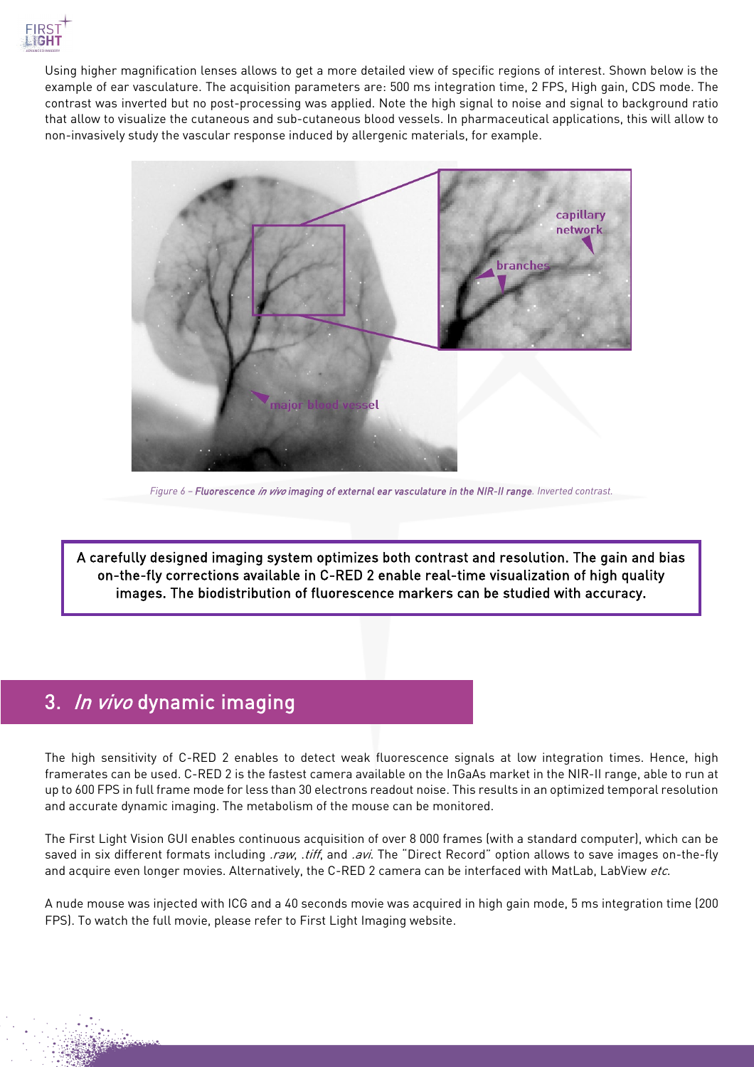Using higher magnification lenses allows to get a more detailed view of specific regions of interest. Shown below is the example of ear vasculature. The acquisition parameters are: 500 ms integration time, 2 FPS, High gain, CDS mode. The contrast was inverted but no post-processing was applied. Note the high signal to noise and signal to background ratio that allow to visualize the cutaneous and sub-cutaneous blood vessels. In pharmaceutical applications, this will allow to non-invasively study the vascular response induced by allergenic materials, for example.

*Figure 6 – **Fluorescence in vivo imaging of external ear vasculature in the NIR-II range**. Inverted contrast.*

> A carefully designed imaging system optimizes both contrast and resolution. The gain and bias on-the-fly corrections available in C-RED 2 enable real-time visualization of high quality images. The biodistribution of fluorescence markers can be studied with accuracy.

## 3. *In vivo* dynamic imaging

The high sensitivity of C-RED 2 enables to detect weak fluorescence signals at low integration times. Hence, high framerates can be used. C-RED 2 is the fastest camera available on the InGaAs market in the NIR-II range, able to run at up to 600 FPS in full frame mode for less than 30 electrons readout noise. This results in an optimized temporal resolution and accurate dynamic imaging. The metabolism of the mouse can be monitored.

The First Light Vision GUI enables continuous acquisition of over 8 000 frames (with a standard computer), which can be saved in six different formats including *.raw*, *.tiff*, and *.avi*. The "Direct Record" option allows to save images on-the-fly and acquire even longer movies. Alternatively, the C-RED 2 camera can be interfaced with MatLab, LabView *etc*.

A nude mouse was injected with ICG and a 40 seconds movie was acquired in high gain mode, 5 ms integration time (200 FPS). To watch the full movie, please refer to First Light Imaging website.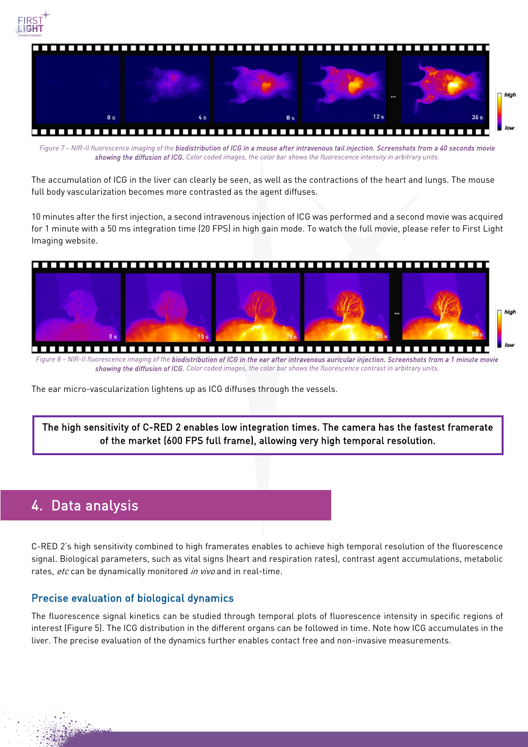*Figure 7 – NIR-II fluorescence imaging of the **biodistribution of ICG in a mouse after intravenous tail injection. Screenshots from a 40 seconds movie showing the diffusion of ICG.** Color coded images, the color bar shows the fluorescence intensity in arbitrary units.*

The accumulation of ICG in the liver can clearly be seen, as well as the contractions of the heart and lungs. The mouse full body vascularization becomes more contrasted as the agent diffuses.

10 minutes after the first injection, a second intravenous injection of ICG was performed and a second movie was acquired for 1 minute with a 50 ms integration time (20 FPS) in high gain mode. To watch the full movie, please refer to First Light Imaging website.

*Figure 8 – NIR-II fluorescence imaging of the **biodistribution of ICG in the ear after intravenous auricular injection. Screenshots from a 1 minute movie showing the diffusion of ICG.** Color coded images, the color bar shows the fluorescence contrast in arbitrary units.*

The ear micro-vascularization lightens up as ICG diffuses through the vessels.

> The high sensitivity of C-RED 2 enables low integration times. The camera has the fastest framerate of the market (600 FPS full frame), allowing very high temporal resolution.

## 4. Data analysis

C-RED 2's high sensitivity combined to high framerates enables to achieve high temporal resolution of the fluorescence signal. Biological parameters, such as vital signs (heart and respiration rates), contrast agent accumulations, metabolic rates, *etc* can be dynamically monitored *in vivo* and in real-time.

### Precise evaluation of biological dynamics

The fluorescence signal kinetics can be studied through temporal plots of fluorescence intensity in specific regions of interest (Figure 5). The ICG distribution in the different organs can be followed in time. Note how ICG accumulates in the liver. The precise evaluation of the dynamics further enables contact free and non-invasive measurements.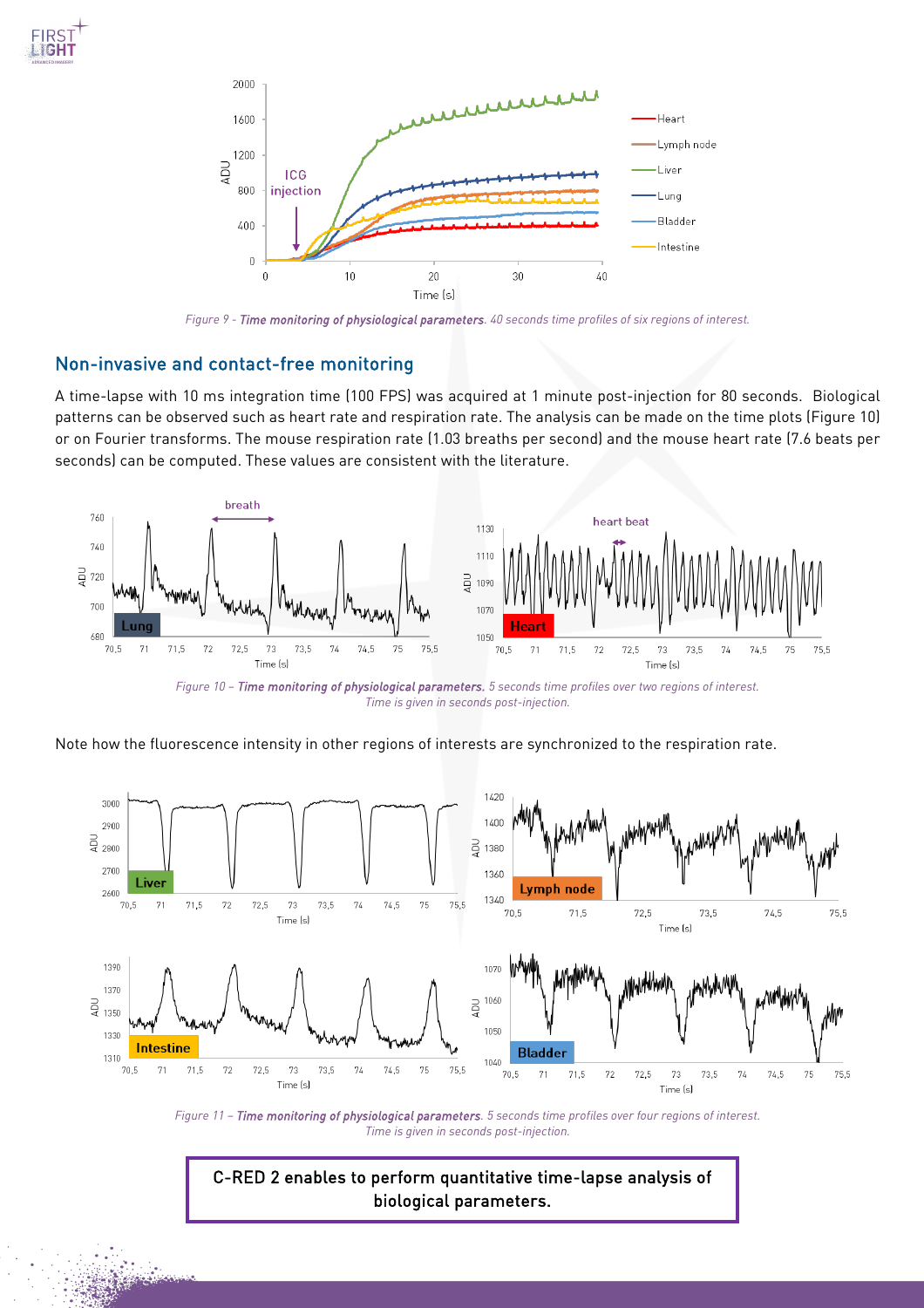Figure 9 - ***Time monitoring of physiological parameters***. *40 seconds time profiles of six regions of interest.*

## Non-invasive and contact-free monitoring

A time-lapse with 10 ms integration time (100 FPS) was acquired at 1 minute post-injection for 80 seconds. Biological patterns can be observed such as heart rate and respiration rate. The analysis can be made on the time plots (Figure 10) or on Fourier transforms. The mouse respiration rate (1.03 breaths per second) and the mouse heart rate (7.6 beats per seconds) can be computed. These values are consistent with the literature.

Figure 10 – ***Time monitoring of physiological parameters***. *5 seconds time profiles over two regions of interest. Time is given in seconds post-injection.*

Note how the fluorescence intensity in other regions of interests are synchronized to the respiration rate.

Figure 11 – ***Time monitoring of physiological parameters***. *5 seconds time profiles over four regions of interest. Time is given in seconds post-injection.*

**C-RED 2 enables to perform quantitative time-lapse analysis of biological parameters.**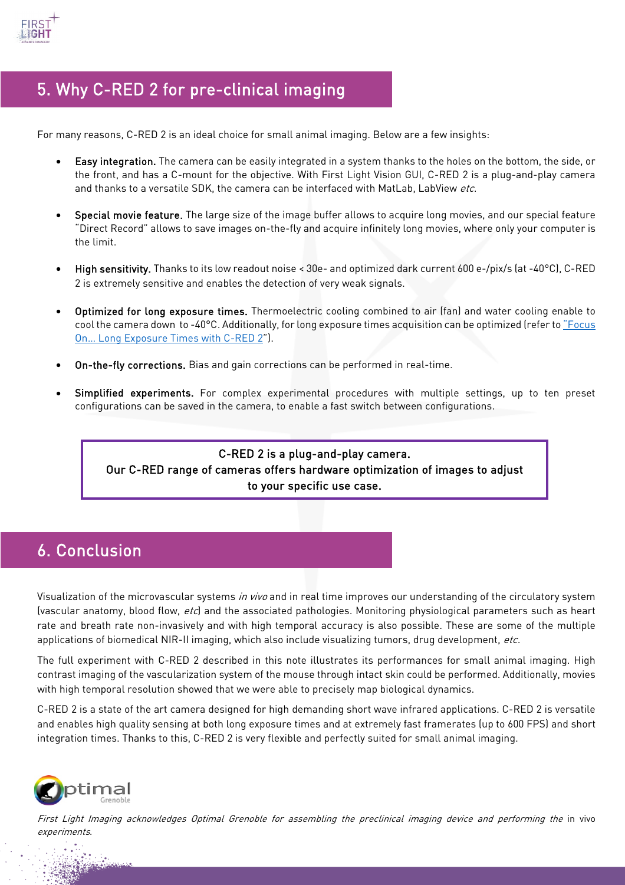## 5. Why C-RED 2 for pre-clinical imaging

For many reasons, C-RED 2 is an ideal choice for small animal imaging. Below are a few insights:

- **Easy integration.** The camera can be easily integrated in a system thanks to the holes on the bottom, the side, or the front, and has a C-mount for the objective. With First Light Vision GUI, C-RED 2 is a plug-and-play camera and thanks to a versatile SDK, the camera can be interfaced with MatLab, LabView *etc.*
- **Special movie feature.** The large size of the image buffer allows to acquire long movies, and our special feature "Direct Record" allows to save images on-the-fly and acquire infinitely long movies, where only your computer is the limit.
- **High sensitivity.** Thanks to its low readout noise < 30e- and optimized dark current 600 e-/pix/s (at -40°C), C-RED 2 is extremely sensitive and enables the detection of very weak signals.
- **Optimized for long exposure times.** Thermoelectric cooling combined to air (fan) and water cooling enable to cool the camera down to -40°C. Additionally, for long exposure times acquisition can be optimized (refer to "Focus On… Long Exposure Times with C-RED 2").
- **On-the-fly corrections.** Bias and gain corrections can be performed in real-time.
- **Simplified experiments.** For complex experimental procedures with multiple settings, up to ten preset configurations can be saved in the camera, to enable a fast switch between configurations.

> **C-RED 2 is a plug-and-play camera.**
> **Our C-RED range of cameras offers hardware optimization of images to adjust to your specific use case.**

## 6. Conclusion

Visualization of the microvascular systems *in vivo* and in real time improves our understanding of the circulatory system (vascular anatomy, blood flow, *etc*) and the associated pathologies. Monitoring physiological parameters such as heart rate and breath rate non-invasively and with high temporal accuracy is also possible. These are some of the multiple applications of biomedical NIR-II imaging, which also include visualizing tumors, drug development, *etc.*

The full experiment with C-RED 2 described in this note illustrates its performances for small animal imaging. High contrast imaging of the vascularization system of the mouse through intact skin could be performed. Additionally, movies with high temporal resolution showed that we were able to precisely map biological dynamics.

C-RED 2 is a state of the art camera designed for high demanding short wave infrared applications. C-RED 2 is versatile and enables high quality sensing at both long exposure times and at extremely fast framerates (up to 600 FPS) and short integration times. Thanks to this, C-RED 2 is very flexible and perfectly suited for small animal imaging.

Optimal Grenoble

*First Light Imaging acknowledges Optimal Grenoble for assembling the preclinical imaging device and performing the* in vivo *experiments.*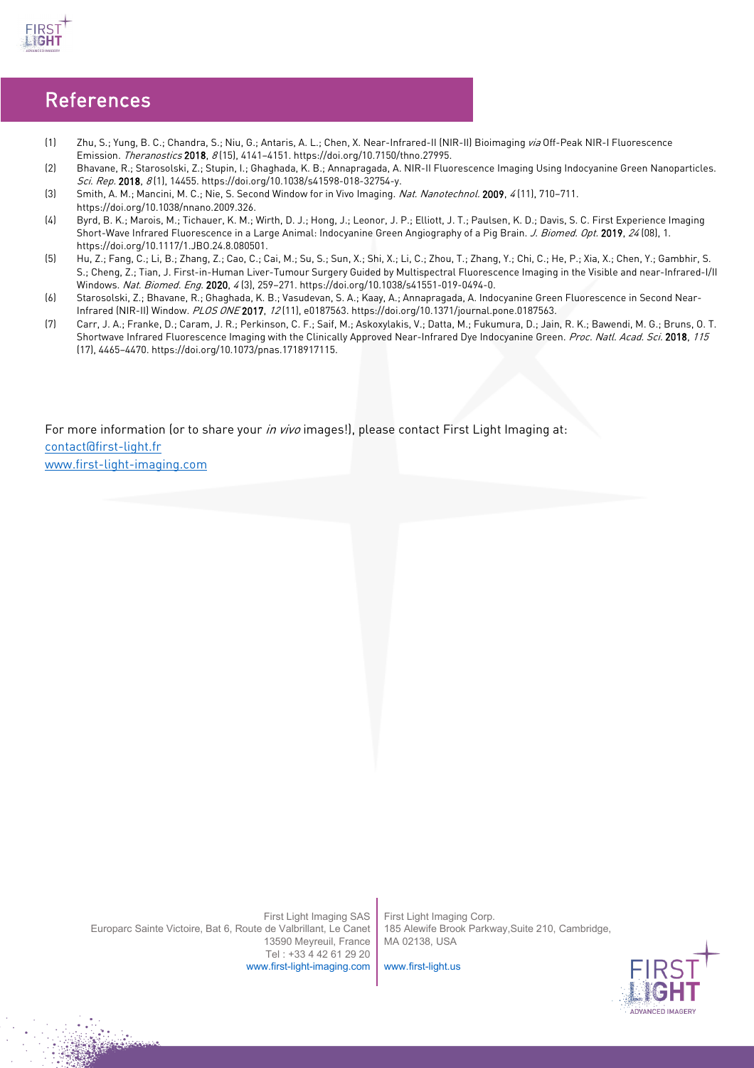## References

(1) Zhu, S.; Yung, B. C.; Chandra, S.; Niu, G.; Antaris, A. L.; Chen, X. Near-Infrared-II (NIR-II) Bioimaging *via* Off-Peak NIR-I Fluorescence Emission. *Theranostics* **2018**, *8* (15), 4141–4151. https://doi.org/10.7150/thno.27995.

(2) Bhavane, R.; Starosolski, Z.; Stupin, I.; Ghaghada, K. B.; Annapragada, A. NIR-II Fluorescence Imaging Using Indocyanine Green Nanoparticles. *Sci. Rep.* **2018**, *8* (1), 14455. https://doi.org/10.1038/s41598-018-32754-y.

(3) Smith, A. M.; Mancini, M. C.; Nie, S. Second Window for in Vivo Imaging. *Nat. Nanotechnol.* **2009**, *4* (11), 710–711. https://doi.org/10.1038/nnano.2009.326.

(4) Byrd, B. K.; Marois, M.; Tichauer, K. M.; Wirth, D. J.; Hong, J.; Leonor, J. P.; Elliott, J. T.; Paulsen, K. D.; Davis, S. C. First Experience Imaging Short-Wave Infrared Fluorescence in a Large Animal: Indocyanine Green Angiography of a Pig Brain. *J. Biomed. Opt.* **2019**, *24* (08), 1. https://doi.org/10.1117/1.JBO.24.8.080501.

(5) Hu, Z.; Fang, C.; Li, B.; Zhang, Z.; Cao, C.; Cai, M.; Su, S.; Sun, X.; Shi, X.; Li, C.; Zhou, T.; Zhang, Y.; Chi, C.; He, P.; Xia, X.; Chen, Y.; Gambhir, S. S.; Cheng, Z.; Tian, J. First-in-Human Liver-Tumour Surgery Guided by Multispectral Fluorescence Imaging in the Visible and near-Infrared-I/II Windows. *Nat. Biomed. Eng.* **2020**, *4* (3), 259–271. https://doi.org/10.1038/s41551-019-0494-0.

(6) Starosolski, Z.; Bhavane, R.; Ghaghada, K. B.; Vasudevan, S. A.; Kaay, A.; Annapragada, A. Indocyanine Green Fluorescence in Second Near-Infrared (NIR-II) Window. *PLOS ONE* **2017**, *12* (11), e0187563. https://doi.org/10.1371/journal.pone.0187563.

(7) Carr, J. A.; Franke, D.; Caram, J. R.; Perkinson, C. F.; Saif, M.; Askoxylakis, V.; Datta, M.; Fukumura, D.; Jain, R. K.; Bawendi, M. G.; Bruns, O. T. Shortwave Infrared Fluorescence Imaging with the Clinically Approved Near-Infrared Dye Indocyanine Green. *Proc. Natl. Acad. Sci.* **2018**, *115* (17), 4465–4470. https://doi.org/10.1073/pnas.1718917115.

For more information (or to share your *in vivo* images!), please contact First Light Imaging at:
contact@first-light.fr
www.first-light-imaging.com

First Light Imaging SAS
Europarc Sainte Victoire, Bat 6, Route de Valbrillant, Le Canet
13590 Meyreuil, France
Tel : +33 4 42 61 29 20
www.first-light-imaging.com

First Light Imaging Corp.
185 Alewife Brook Parkway,Suite 210, Cambridge,
MA 02138, USA
www.first-light.us